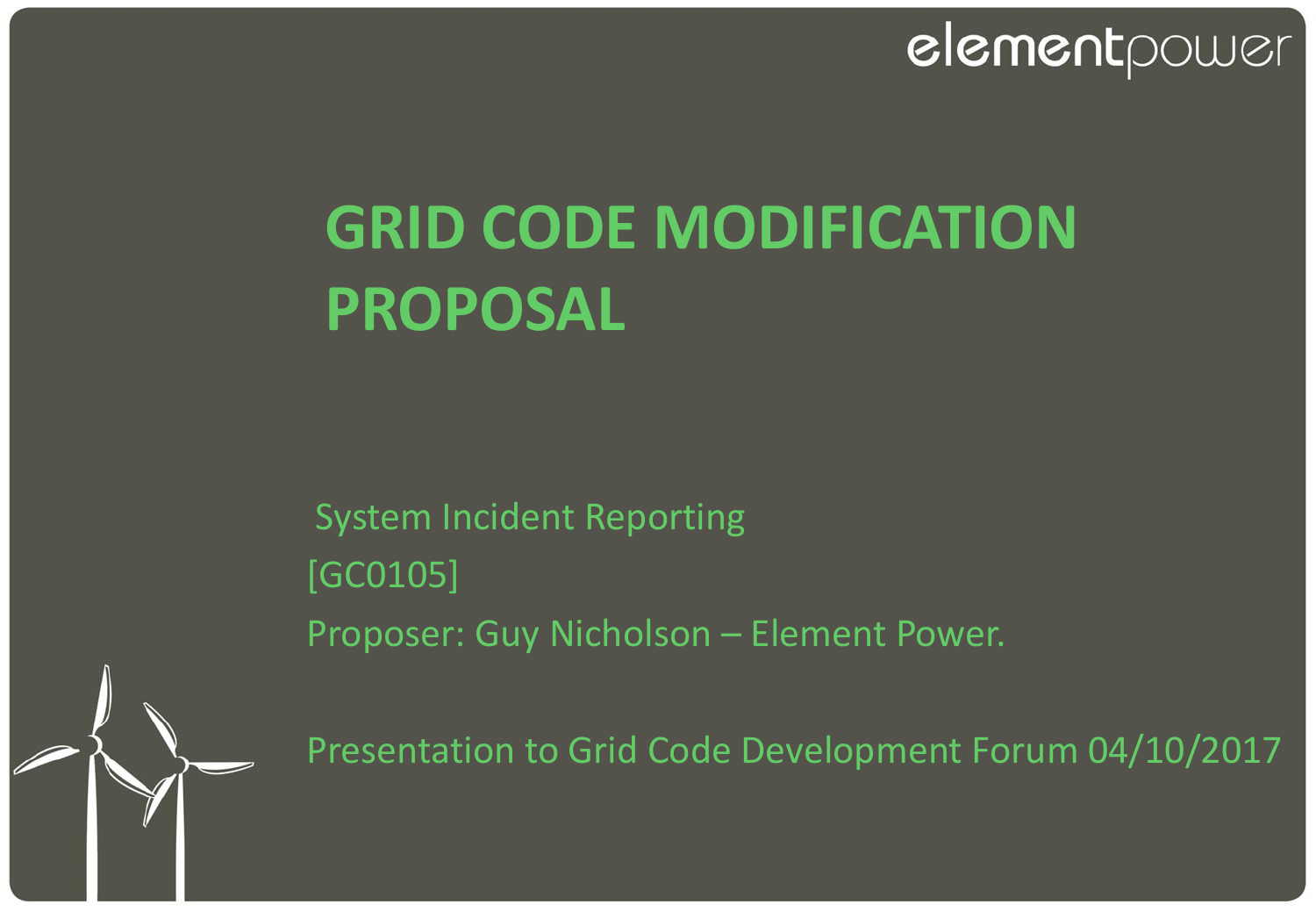elementpower

# GRID CODE MODIFICATION PROPOSAL

System Incident Reporting

[GC0105]

Proposer: Guy Nicholson – Element Power.

Presentation to Grid Code Development Forum 04/10/2017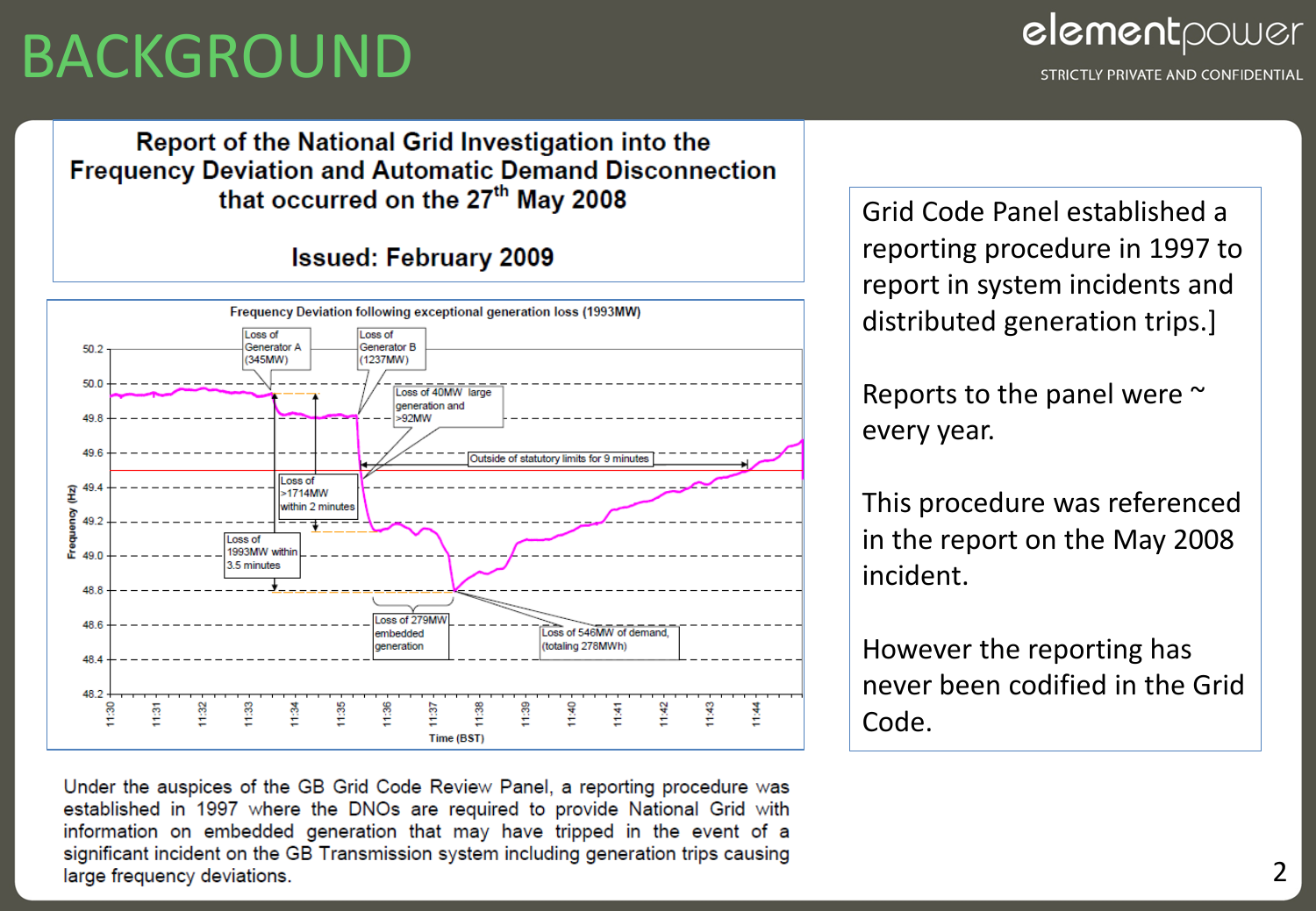# BACKGROUND

STRICTLY PRIVATE AND CONFIDENTIAL

**Report of the National Grid Investigation into the Frequency Deviation and Automatic Demand Disconnection that occurred on the 27th May 2008**

**Issued: February 2009**

Frequency Deviation following exceptional generation loss (1993MW)

Loss of Generator A (345MW)

Loss of Generator B (1237MW)

Loss of 40MW large generation and >92MW

Outside of statutory limits for 9 minutes

Loss of >1714MW within 2 minutes

Loss of 1993MW within 3.5 minutes

Loss of 279MW embedded generation

Loss of 546MW of demand, (totaling 278MWh)

Frequency (Hz)

Time (BST)

Under the auspices of the GB Grid Code Review Panel, a reporting procedure was established in 1997 where the DNOs are required to provide National Grid with information on embedded generation that may have tripped in the event of a significant incident on the GB Transmission system including generation trips causing large frequency deviations.

Grid Code Panel established a reporting procedure in 1997 to report in system incidents and distributed generation trips.]

Reports to the panel were ~ every year.

This procedure was referenced in the report on the May 2008 incident.

However the reporting has never been codified in the Grid Code.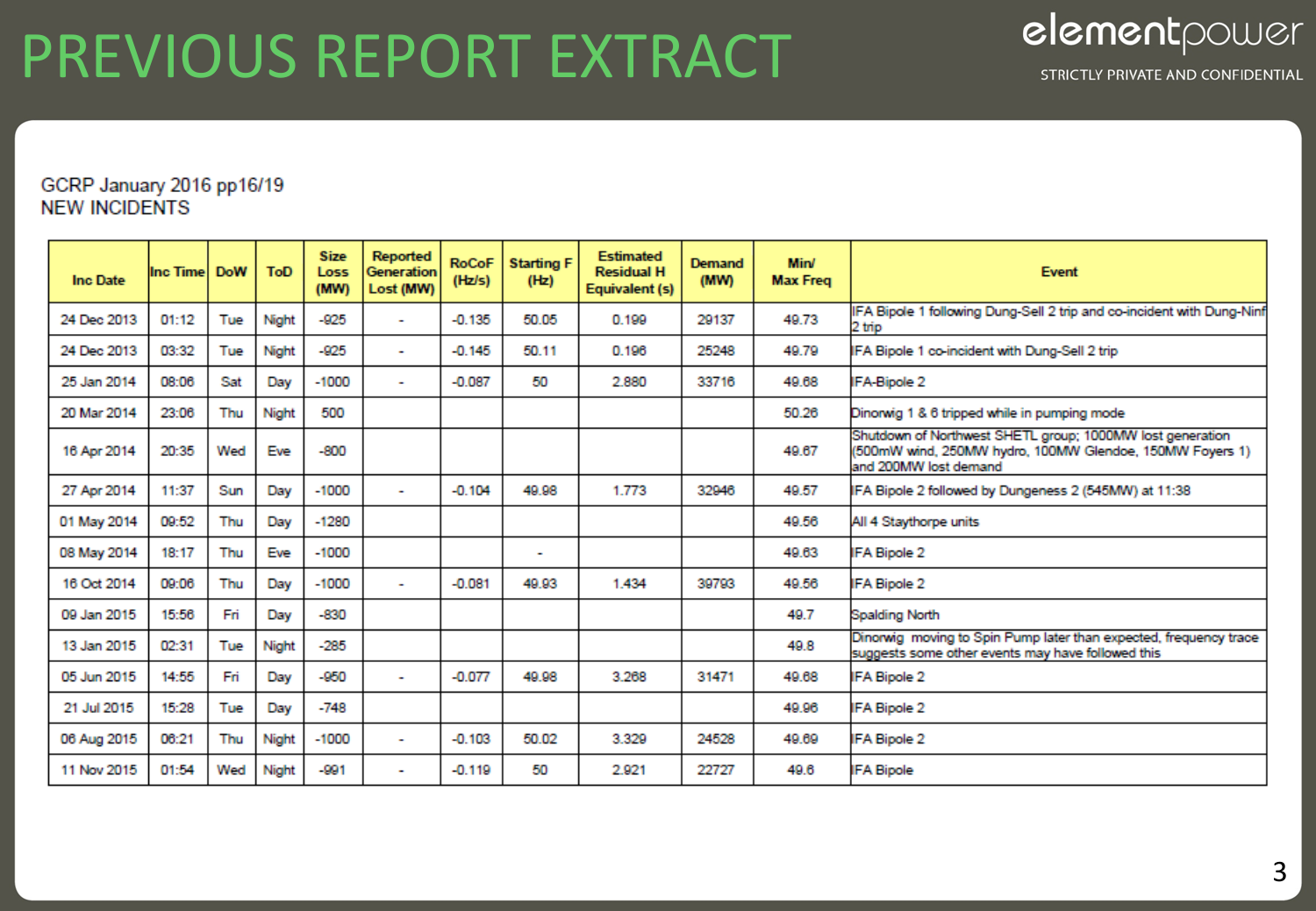# PREVIOUS REPORT EXTRACT

STRICTLY PRIVATE AND CONFIDENTIAL

GCRP January 2016 pp16/19
NEW INCIDENTS

| Inc Date | Inc Time | DoW | ToD | Size Loss (MW) | Reported Generation Lost (MW) | RoCoF (Hz/s) | Starting F (Hz) | Estimated Residual H Equivalent (s) | Demand (MW) | Min/ Max Freq | Event |
|---|---|---|---|---|---|---|---|---|---|---|---|
| 24 Dec 2013 | 01:12 | Tue | Night | -925 | - | -0.135 | 50.05 | 0.199 | 29137 | 49.73 | IFA Bipole 1 following Dung-Sell 2 trip and co-incident with Dung-Ninf 2 trip |
| 24 Dec 2013 | 03:32 | Tue | Night | -925 | - | -0.145 | 50.11 | 0.196 | 25248 | 49.79 | IFA Bipole 1 co-incident with Dung-Sell 2 trip |
| 25 Jan 2014 | 08:06 | Sat | Day | -1000 | - | -0.087 | 50 | 2.880 | 33716 | 49.68 | IFA-Bipole 2 |
| 20 Mar 2014 | 23:06 | Thu | Night | 500 | | | | | | 50.26 | Dinorwig 1 & 6 tripped while in pumping mode |
| 16 Apr 2014 | 20:35 | Wed | Eve | -800 | | | | | | 49.67 | Shutdown of Northwest SHETL group; 1000MW lost generation (500mW wind, 250MW hydro, 100MW Glendoe, 150MW Foyers 1) and 200MW lost demand |
| 27 Apr 2014 | 11:37 | Sun | Day | -1000 | - | -0.104 | 49.98 | 1.773 | 32946 | 49.57 | IFA Bipole 2 followed by Dungeness 2 (545MW) at 11:38 |
| 01 May 2014 | 09:52 | Thu | Day | -1280 | | | | | | 49.56 | All 4 Staythorpe units |
| 08 May 2014 | 18:17 | Thu | Eve | -1000 | | | - | | | 49.63 | IFA Bipole 2 |
| 16 Oct 2014 | 09:06 | Thu | Day | -1000 | - | -0.081 | 49.93 | 1.434 | 39793 | 49.56 | IFA Bipole 2 |
| 09 Jan 2015 | 15:56 | Fri | Day | -830 | | | | | | 49.7 | Spalding North |
| 13 Jan 2015 | 02:31 | Tue | Night | -285 | | | | | | 49.8 | Dinorwig moving to Spin Pump later than expected, frequency trace suggests some other events may have followed this |
| 05 Jun 2015 | 14:55 | Fri | Day | -950 | - | -0.077 | 49.98 | 3.268 | 31471 | 49.68 | IFA Bipole 2 |
| 21 Jul 2015 | 15:28 | Tue | Day | -748 | | | | | | 49.96 | IFA Bipole 2 |
| 06 Aug 2015 | 06:21 | Thu | Night | -1000 | - | -0.103 | 50.02 | 3.329 | 24528 | 49.69 | IFA Bipole 2 |
| 11 Nov 2015 | 01:54 | Wed | Night | -991 | - | -0.119 | 50 | 2.921 | 22727 | 49.6 | IFA Bipole |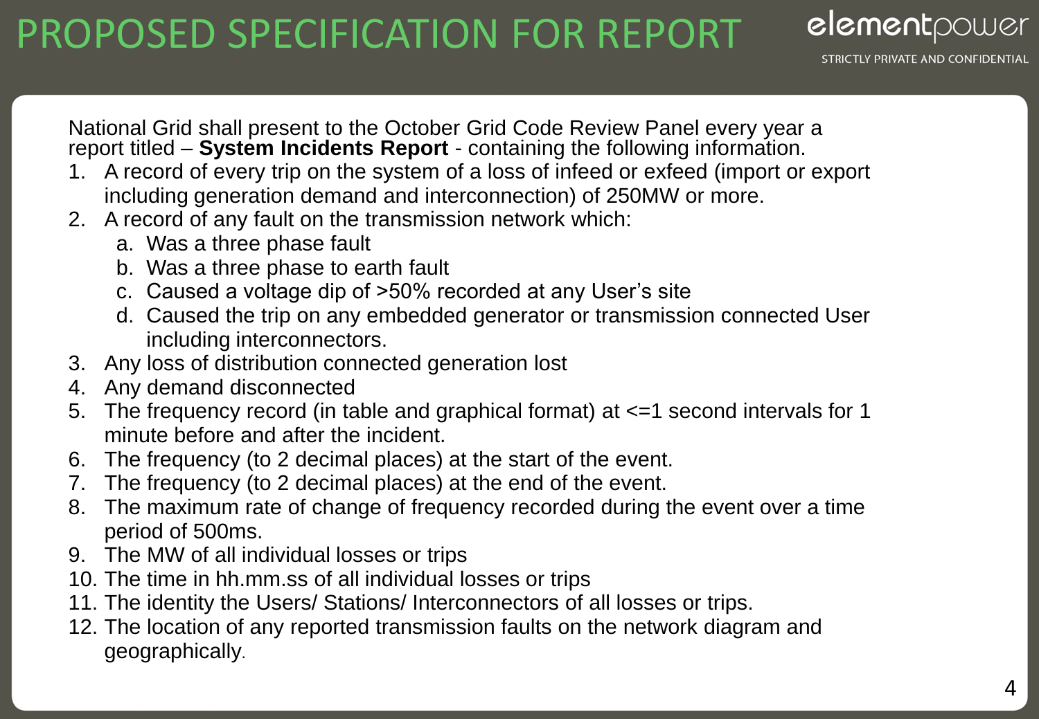# PROPOSED SPECIFICATION FOR REPORT

National Grid shall present to the October Grid Code Review Panel every year a report titled – **System Incidents Report** - containing the following information.

1. A record of every trip on the system of a loss of infeed or exfeed (import or export including generation demand and interconnection) of 250MW or more.
2. A record of any fault on the transmission network which:
   a. Was a three phase fault
   b. Was a three phase to earth fault
   c. Caused a voltage dip of >50% recorded at any User's site
   d. Caused the trip on any embedded generator or transmission connected User including interconnectors.
3. Any loss of distribution connected generation lost
4. Any demand disconnected
5. The frequency record (in table and graphical format) at <=1 second intervals for 1 minute before and after the incident.
6. The frequency (to 2 decimal places) at the start of the event.
7. The frequency (to 2 decimal places) at the end of the event.
8. The maximum rate of change of frequency recorded during the event over a time period of 500ms.
9. The MW of all individual losses or trips
10. The time in hh.mm.ss of all individual losses or trips
11. The identity the Users/ Stations/ Interconnectors of all losses or trips.
12. The location of any reported transmission faults on the network diagram and geographically.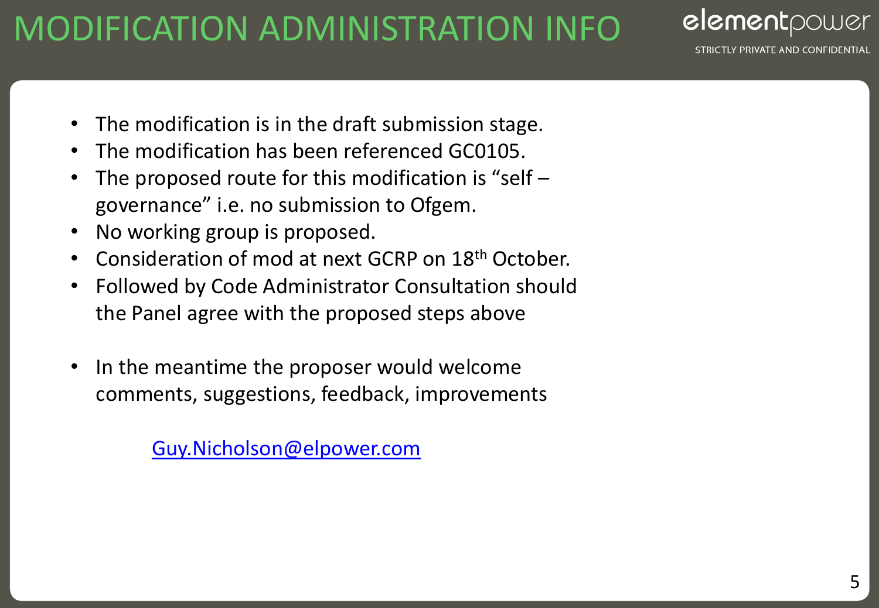# MODIFICATION ADMINISTRATION INFO

elementpower

STRICTLY PRIVATE AND CONFIDENTIAL

- The modification is in the draft submission stage.
- The modification has been referenced GC0105.
- The proposed route for this modification is "self – governance" i.e. no submission to Ofgem.
- No working group is proposed.
- Consideration of mod at next GCRP on 18th October.
- Followed by Code Administrator Consultation should the Panel agree with the proposed steps above

- In the meantime the proposer would welcome comments, suggestions, feedback, improvements

Guy.Nicholson@elpower.com